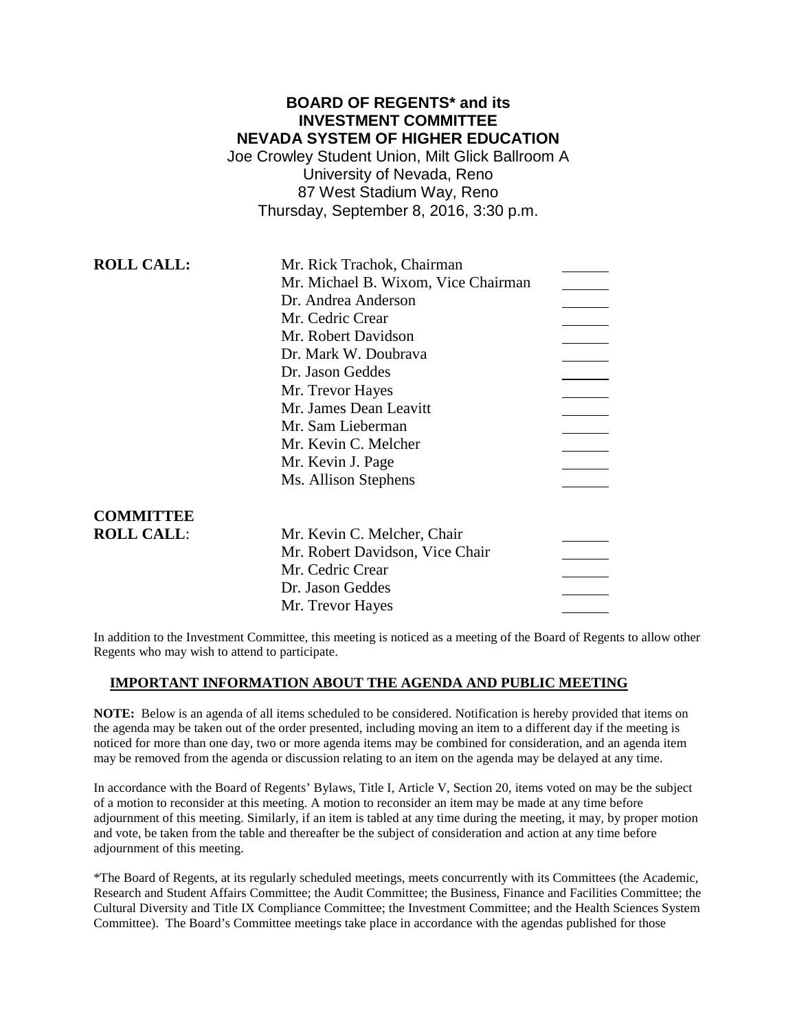# BOARD OF REGENTS* and its INVESTMENT COMMITTEE NEVADA SYSTEM OF HIGHER EDUCATION

Joe Crowley Student Union, Milt Glick Ballroom A
University of Nevada, Reno
87 West Stadium Way, Reno
Thursday, September 8, 2016, 3:30 p.m.

| | | |
|---|---|---|
| **ROLL CALL:** | Mr. Rick Trachok, Chairman | ______ |
| | Mr. Michael B. Wixom, Vice Chairman | ______ |
| | Dr. Andrea Anderson | ______ |
| | Mr. Cedric Crear | ______ |
| | Mr. Robert Davidson | ______ |
| | Dr. Mark W. Doubrava | ______ |
| | Dr. Jason Geddes | ______ |
| | Mr. Trevor Hayes | ______ |
| | Mr. James Dean Leavitt | ______ |
| | Mr. Sam Lieberman | ______ |
| | Mr. Kevin C. Melcher | ______ |
| | Mr. Kevin J. Page | ______ |
| | Ms. Allison Stephens | ______ |

| | | |
|---|---|---|
| **COMMITTEE ROLL CALL**: | Mr. Kevin C. Melcher, Chair | ______ |
| | Mr. Robert Davidson, Vice Chair | ______ |
| | Mr. Cedric Crear | ______ |
| | Dr. Jason Geddes | ______ |
| | Mr. Trevor Hayes | ______ |

In addition to the Investment Committee, this meeting is noticed as a meeting of the Board of Regents to allow other Regents who may wish to attend to participate.

## IMPORTANT INFORMATION ABOUT THE AGENDA AND PUBLIC MEETING

**NOTE:** Below is an agenda of all items scheduled to be considered. Notification is hereby provided that items on the agenda may be taken out of the order presented, including moving an item to a different day if the meeting is noticed for more than one day, two or more agenda items may be combined for consideration, and an agenda item may be removed from the agenda or discussion relating to an item on the agenda may be delayed at any time.

In accordance with the Board of Regents' Bylaws, Title I, Article V, Section 20, items voted on may be the subject of a motion to reconsider at this meeting. A motion to reconsider an item may be made at any time before adjournment of this meeting. Similarly, if an item is tabled at any time during the meeting, it may, by proper motion and vote, be taken from the table and thereafter be the subject of consideration and action at any time before adjournment of this meeting.

*The Board of Regents, at its regularly scheduled meetings, meets concurrently with its Committees (the Academic, Research and Student Affairs Committee; the Audit Committee; the Business, Finance and Facilities Committee; the Cultural Diversity and Title IX Compliance Committee; the Investment Committee; and the Health Sciences System Committee). The Board's Committee meetings take place in accordance with the agendas published for those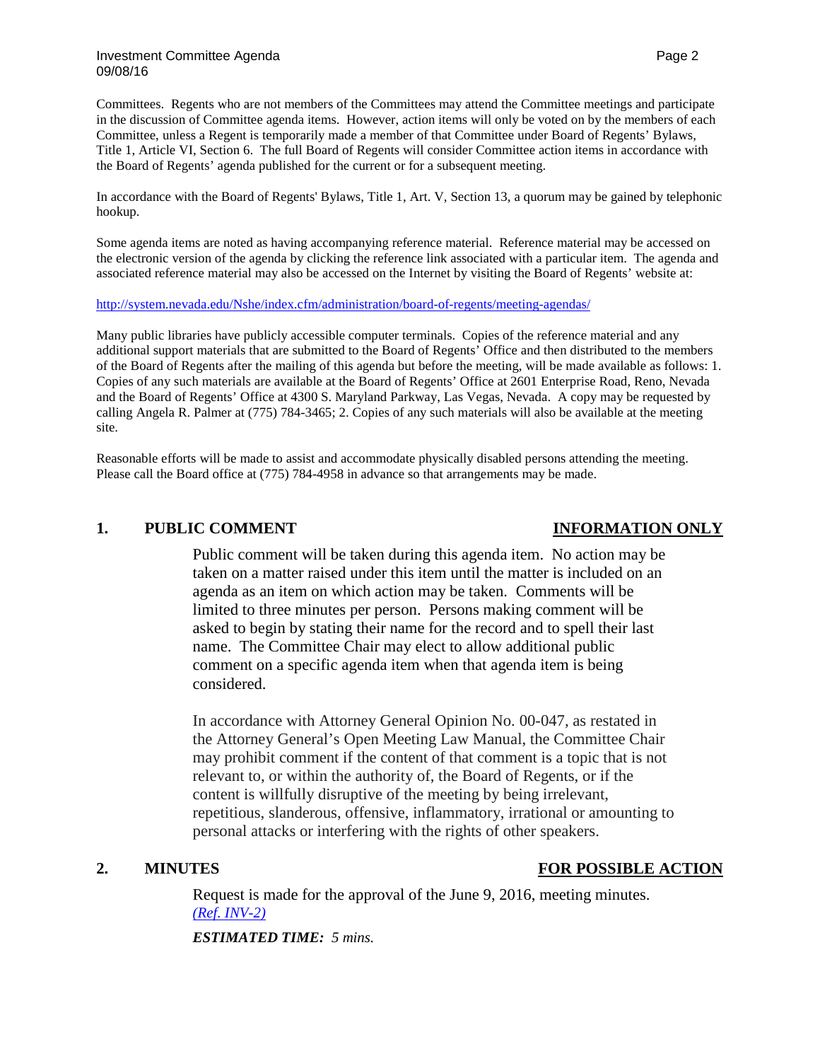Committees. Regents who are not members of the Committees may attend the Committee meetings and participate in the discussion of Committee agenda items. However, action items will only be voted on by the members of each Committee, unless a Regent is temporarily made a member of that Committee under Board of Regents' Bylaws, Title 1, Article VI, Section 6. The full Board of Regents will consider Committee action items in accordance with the Board of Regents' agenda published for the current or for a subsequent meeting.

In accordance with the Board of Regents' Bylaws, Title 1, Art. V, Section 13, a quorum may be gained by telephonic hookup.

Some agenda items are noted as having accompanying reference material. Reference material may be accessed on the electronic version of the agenda by clicking the reference link associated with a particular item. The agenda and associated reference material may also be accessed on the Internet by visiting the Board of Regents' website at:

http://system.nevada.edu/Nshe/index.cfm/administration/board-of-regents/meeting-agendas/

Many public libraries have publicly accessible computer terminals. Copies of the reference material and any additional support materials that are submitted to the Board of Regents' Office and then distributed to the members of the Board of Regents after the mailing of this agenda but before the meeting, will be made available as follows: 1. Copies of any such materials are available at the Board of Regents' Office at 2601 Enterprise Road, Reno, Nevada and the Board of Regents' Office at 4300 S. Maryland Parkway, Las Vegas, Nevada. A copy may be requested by calling Angela R. Palmer at (775) 784-3465; 2. Copies of any such materials will also be available at the meeting site.

Reasonable efforts will be made to assist and accommodate physically disabled persons attending the meeting. Please call the Board office at (775) 784-4958 in advance so that arrangements may be made.

## 1. PUBLIC COMMENT — INFORMATION ONLY

Public comment will be taken during this agenda item. No action may be taken on a matter raised under this item until the matter is included on an agenda as an item on which action may be taken. Comments will be limited to three minutes per person. Persons making comment will be asked to begin by stating their name for the record and to spell their last name. The Committee Chair may elect to allow additional public comment on a specific agenda item when that agenda item is being considered.

In accordance with Attorney General Opinion No. 00-047, as restated in the Attorney General's Open Meeting Law Manual, the Committee Chair may prohibit comment if the content of that comment is a topic that is not relevant to, or within the authority of, the Board of Regents, or if the content is willfully disruptive of the meeting by being irrelevant, repetitious, slanderous, offensive, inflammatory, irrational or amounting to personal attacks or interfering with the rights of other speakers.

## 2. MINUTES — FOR POSSIBLE ACTION

Request is made for the approval of the June 9, 2016, meeting minutes. *(Ref. INV-2)*

***ESTIMATED TIME:*** *5 mins.*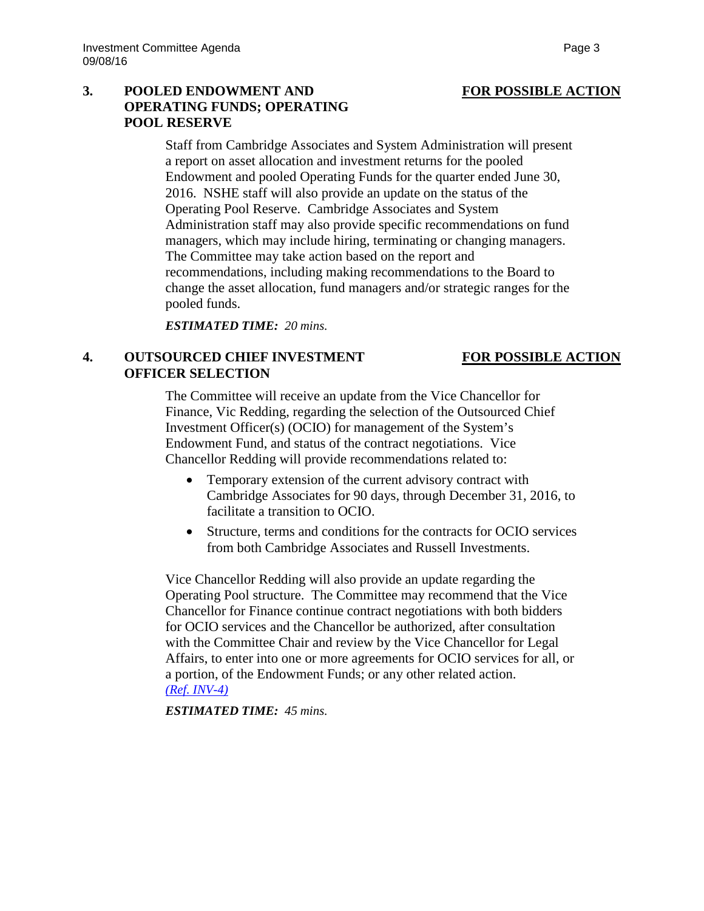**3. POOLED ENDOWMENT AND OPERATING FUNDS; OPERATING POOL RESERVE** **FOR POSSIBLE ACTION**

Staff from Cambridge Associates and System Administration will present a report on asset allocation and investment returns for the pooled Endowment and pooled Operating Funds for the quarter ended June 30, 2016. NSHE staff will also provide an update on the status of the Operating Pool Reserve. Cambridge Associates and System Administration staff may also provide specific recommendations on fund managers, which may include hiring, terminating or changing managers. The Committee may take action based on the report and recommendations, including making recommendations to the Board to change the asset allocation, fund managers and/or strategic ranges for the pooled funds.

***ESTIMATED TIME:** 20 mins.*

**4. OUTSOURCED CHIEF INVESTMENT OFFICER SELECTION** **FOR POSSIBLE ACTION**

The Committee will receive an update from the Vice Chancellor for Finance, Vic Redding, regarding the selection of the Outsourced Chief Investment Officer(s) (OCIO) for management of the System's Endowment Fund, and status of the contract negotiations. Vice Chancellor Redding will provide recommendations related to:

- Temporary extension of the current advisory contract with Cambridge Associates for 90 days, through December 31, 2016, to facilitate a transition to OCIO.
- Structure, terms and conditions for the contracts for OCIO services from both Cambridge Associates and Russell Investments.

Vice Chancellor Redding will also provide an update regarding the Operating Pool structure. The Committee may recommend that the Vice Chancellor for Finance continue contract negotiations with both bidders for OCIO services and the Chancellor be authorized, after consultation with the Committee Chair and review by the Vice Chancellor for Legal Affairs, to enter into one or more agreements for OCIO services for all, or a portion, of the Endowment Funds; or any other related action. *(Ref. INV-4)*

***ESTIMATED TIME:** 45 mins.*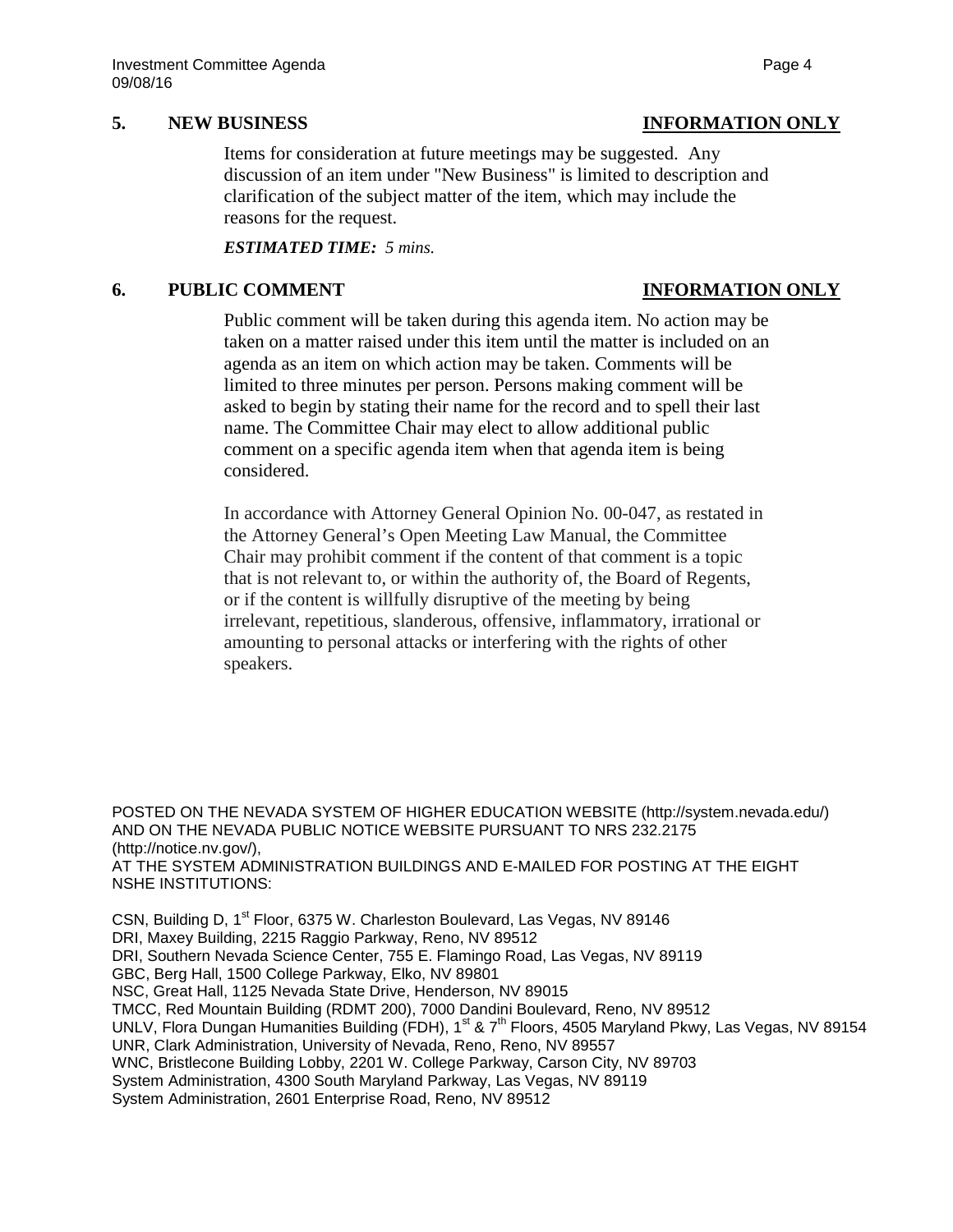## 5. NEW BUSINESS **INFORMATION ONLY**

Items for consideration at future meetings may be suggested. Any discussion of an item under "New Business" is limited to description and clarification of the subject matter of the item, which may include the reasons for the request.

***ESTIMATED TIME:*** *5 mins.*

## 6. PUBLIC COMMENT **INFORMATION ONLY**

Public comment will be taken during this agenda item. No action may be taken on a matter raised under this item until the matter is included on an agenda as an item on which action may be taken. Comments will be limited to three minutes per person. Persons making comment will be asked to begin by stating their name for the record and to spell their last name. The Committee Chair may elect to allow additional public comment on a specific agenda item when that agenda item is being considered.

In accordance with Attorney General Opinion No. 00-047, as restated in the Attorney General's Open Meeting Law Manual, the Committee Chair may prohibit comment if the content of that comment is a topic that is not relevant to, or within the authority of, the Board of Regents, or if the content is willfully disruptive of the meeting by being irrelevant, repetitious, slanderous, offensive, inflammatory, irrational or amounting to personal attacks or interfering with the rights of other speakers.

POSTED ON THE NEVADA SYSTEM OF HIGHER EDUCATION WEBSITE (http://system.nevada.edu/) AND ON THE NEVADA PUBLIC NOTICE WEBSITE PURSUANT TO NRS 232.2175 (http://notice.nv.gov/),
AT THE SYSTEM ADMINISTRATION BUILDINGS AND E-MAILED FOR POSTING AT THE EIGHT NSHE INSTITUTIONS:

CSN, Building D, 1st Floor, 6375 W. Charleston Boulevard, Las Vegas, NV 89146
DRI, Maxey Building, 2215 Raggio Parkway, Reno, NV 89512
DRI, Southern Nevada Science Center, 755 E. Flamingo Road, Las Vegas, NV 89119
GBC, Berg Hall, 1500 College Parkway, Elko, NV 89801
NSC, Great Hall, 1125 Nevada State Drive, Henderson, NV 89015
TMCC, Red Mountain Building (RDMT 200), 7000 Dandini Boulevard, Reno, NV 89512
UNLV, Flora Dungan Humanities Building (FDH), 1st & 7th Floors, 4505 Maryland Pkwy, Las Vegas, NV 89154
UNR, Clark Administration, University of Nevada, Reno, Reno, NV 89557
WNC, Bristlecone Building Lobby, 2201 W. College Parkway, Carson City, NV 89703
System Administration, 4300 South Maryland Parkway, Las Vegas, NV 89119
System Administration, 2601 Enterprise Road, Reno, NV 89512